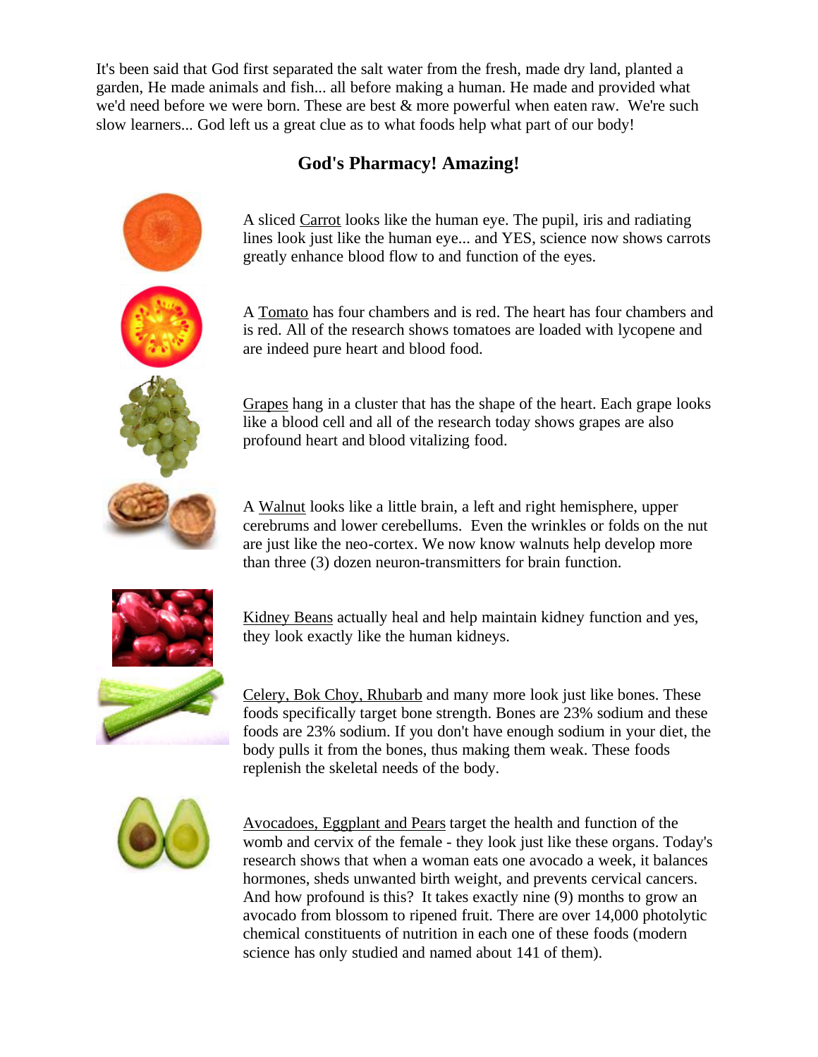It's been said that God first separated the salt water from the fresh, made dry land, planted a garden, He made animals and fish... all before making a human. He made and provided what we'd need before we were born. These are best & more powerful when eaten raw. We're such slow learners... God left us a great clue as to what foods help what part of our body!

## God's Pharmacy! Amazing!

A sliced Carrot looks like the human eye. The pupil, iris and radiating lines look just like the human eye... and YES, science now shows carrots greatly enhance blood flow to and function of the eyes.

A Tomato has four chambers and is red. The heart has four chambers and is red. All of the research shows tomatoes are loaded with lycopene and are indeed pure heart and blood food.

Grapes hang in a cluster that has the shape of the heart. Each grape looks like a blood cell and all of the research today shows grapes are also profound heart and blood vitalizing food.

A Walnut looks like a little brain, a left and right hemisphere, upper cerebrums and lower cerebellums. Even the wrinkles or folds on the nut are just like the neo-cortex. We now know walnuts help develop more than three (3) dozen neuron-transmitters for brain function.

Kidney Beans actually heal and help maintain kidney function and yes, they look exactly like the human kidneys.

Celery, Bok Choy, Rhubarb and many more look just like bones. These foods specifically target bone strength. Bones are 23% sodium and these foods are 23% sodium. If you don't have enough sodium in your diet, the body pulls it from the bones, thus making them weak. These foods replenish the skeletal needs of the body.

Avocadoes, Eggplant and Pears target the health and function of the womb and cervix of the female - they look just like these organs. Today's research shows that when a woman eats one avocado a week, it balances hormones, sheds unwanted birth weight, and prevents cervical cancers. And how profound is this? It takes exactly nine (9) months to grow an avocado from blossom to ripened fruit. There are over 14,000 photolytic chemical constituents of nutrition in each one of these foods (modern science has only studied and named about 141 of them).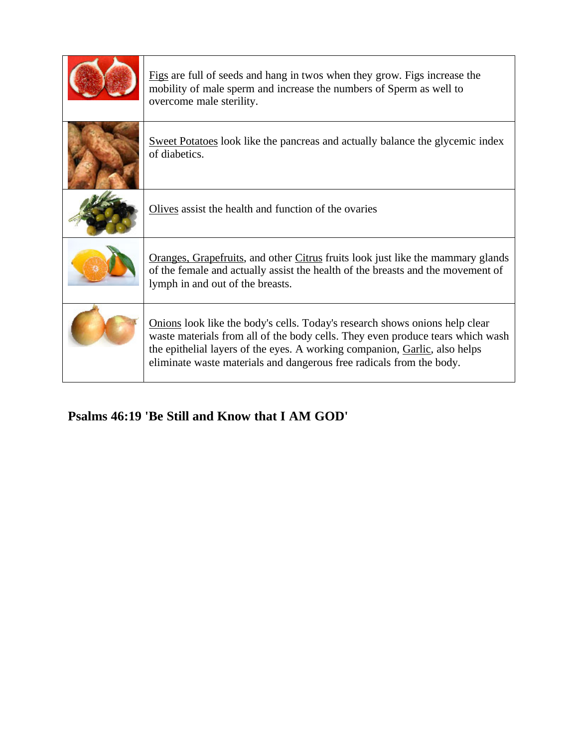| | |
|---|---|
| | Figs are full of seeds and hang in twos when they grow. Figs increase the mobility of male sperm and increase the numbers of Sperm as well to overcome male sterility. |
| | Sweet Potatoes look like the pancreas and actually balance the glycemic index of diabetics. |
| | Olives assist the health and function of the ovaries |
| | Oranges, Grapefruits, and other Citrus fruits look just like the mammary glands of the female and actually assist the health of the breasts and the movement of lymph in and out of the breasts. |
| | Onions look like the body's cells. Today's research shows onions help clear waste materials from all of the body cells. They even produce tears which wash the epithelial layers of the eyes. A working companion, Garlic, also helps eliminate waste materials and dangerous free radicals from the body. |

**Psalms 46:19 'Be Still and Know that I AM GOD'**